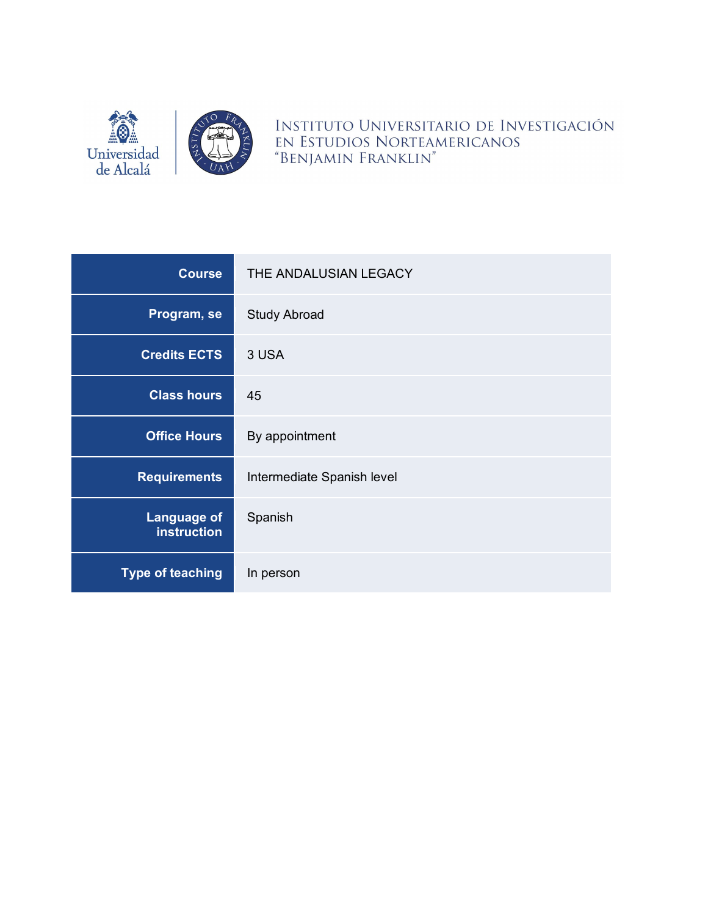Universidad de Alcalá

INSTITUTO UNIVERSITARIO DE INVESTIGACIÓN EN ESTUDIOS NORTEAMERICANOS "BENJAMIN FRANKLIN"

| | |
|---|---|
| **Course** | THE ANDALUSIAN LEGACY |
| **Program, se** | Study Abroad |
| **Credits ECTS** | 3 USA |
| **Class hours** | 45 |
| **Office Hours** | By appointment |
| **Requirements** | Intermediate Spanish level |
| **Language of instruction** | Spanish |
| **Type of teaching** | In person |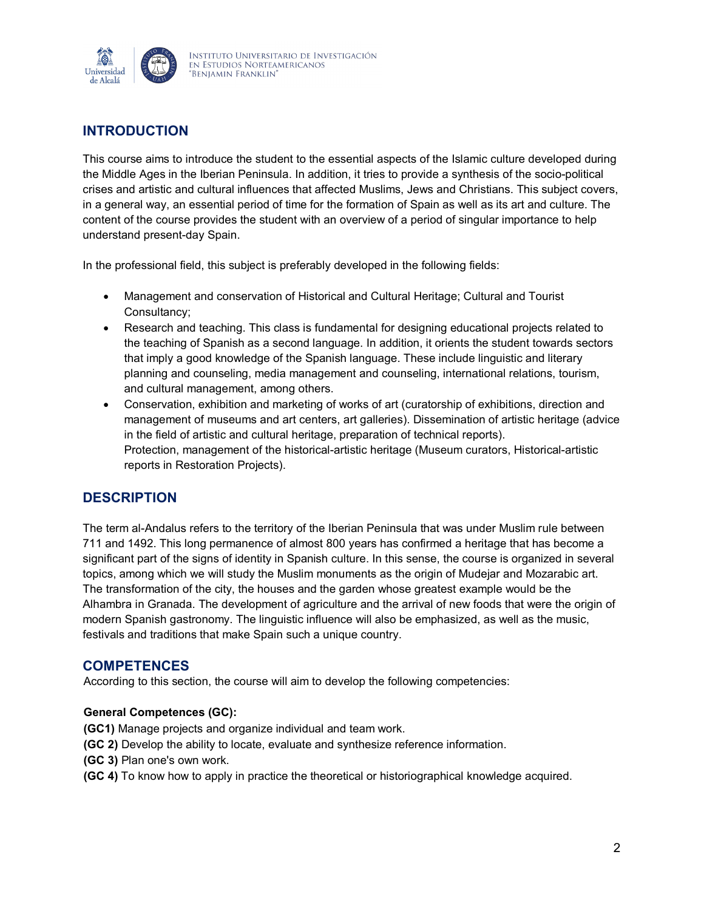## INTRODUCTION

This course aims to introduce the student to the essential aspects of the Islamic culture developed during the Middle Ages in the Iberian Peninsula. In addition, it tries to provide a synthesis of the socio-political crises and artistic and cultural influences that affected Muslims, Jews and Christians. This subject covers, in a general way, an essential period of time for the formation of Spain as well as its art and culture. The content of the course provides the student with an overview of a period of singular importance to help understand present-day Spain.

In the professional field, this subject is preferably developed in the following fields:

- Management and conservation of Historical and Cultural Heritage; Cultural and Tourist Consultancy;
- Research and teaching. This class is fundamental for designing educational projects related to the teaching of Spanish as a second language. In addition, it orients the student towards sectors that imply a good knowledge of the Spanish language. These include linguistic and literary planning and counseling, media management and counseling, international relations, tourism, and cultural management, among others.
- Conservation, exhibition and marketing of works of art (curatorship of exhibitions, direction and management of museums and art centers, art galleries). Dissemination of artistic heritage (advice in the field of artistic and cultural heritage, preparation of technical reports).
  Protection, management of the historical-artistic heritage (Museum curators, Historical-artistic reports in Restoration Projects).

## DESCRIPTION

The term al-Andalus refers to the territory of the Iberian Peninsula that was under Muslim rule between 711 and 1492. This long permanence of almost 800 years has confirmed a heritage that has become a significant part of the signs of identity in Spanish culture. In this sense, the course is organized in several topics, among which we will study the Muslim monuments as the origin of Mudejar and Mozarabic art. The transformation of the city, the houses and the garden whose greatest example would be the Alhambra in Granada. The development of agriculture and the arrival of new foods that were the origin of modern Spanish gastronomy. The linguistic influence will also be emphasized, as well as the music, festivals and traditions that make Spain such a unique country.

## COMPETENCES

According to this section, the course will aim to develop the following competencies:

**General Competences (GC):**

**(GC1)** Manage projects and organize individual and team work.
**(GC 2)** Develop the ability to locate, evaluate and synthesize reference information.
**(GC 3)** Plan one's own work.
**(GC 4)** To know how to apply in practice the theoretical or historiographical knowledge acquired.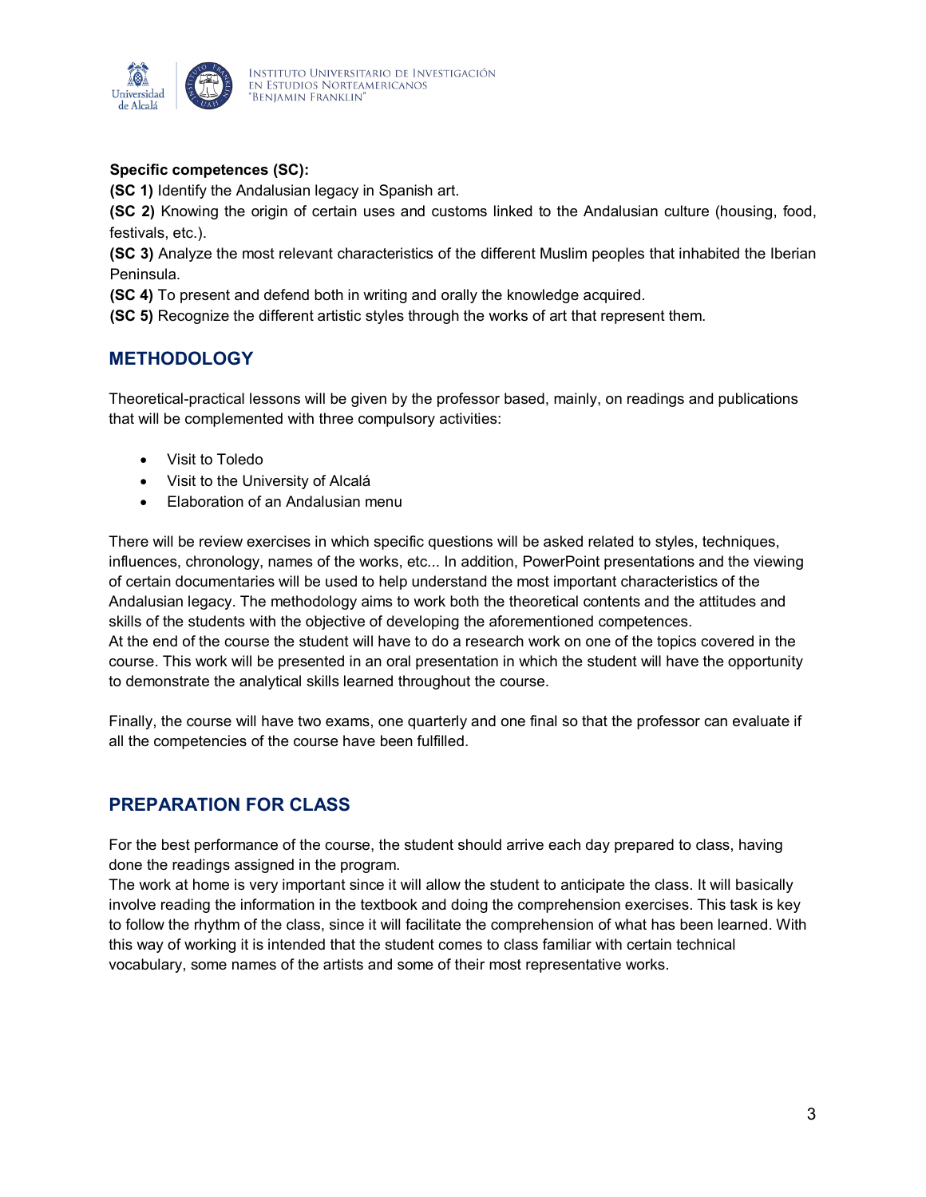**Specific competences (SC):**

**(SC 1)** Identify the Andalusian legacy in Spanish art.

**(SC 2)** Knowing the origin of certain uses and customs linked to the Andalusian culture (housing, food, festivals, etc.).

**(SC 3)** Analyze the most relevant characteristics of the different Muslim peoples that inhabited the Iberian Peninsula.

**(SC 4)** To present and defend both in writing and orally the knowledge acquired.

**(SC 5)** Recognize the different artistic styles through the works of art that represent them.

## METHODOLOGY

Theoretical-practical lessons will be given by the professor based, mainly, on readings and publications that will be complemented with three compulsory activities:

- Visit to Toledo
- Visit to the University of Alcalá
- Elaboration of an Andalusian menu

There will be review exercises in which specific questions will be asked related to styles, techniques, influences, chronology, names of the works, etc... In addition, PowerPoint presentations and the viewing of certain documentaries will be used to help understand the most important characteristics of the Andalusian legacy. The methodology aims to work both the theoretical contents and the attitudes and skills of the students with the objective of developing the aforementioned competences.
At the end of the course the student will have to do a research work on one of the topics covered in the course. This work will be presented in an oral presentation in which the student will have the opportunity to demonstrate the analytical skills learned throughout the course.

Finally, the course will have two exams, one quarterly and one final so that the professor can evaluate if all the competencies of the course have been fulfilled.

## PREPARATION FOR CLASS

For the best performance of the course, the student should arrive each day prepared to class, having done the readings assigned in the program.
The work at home is very important since it will allow the student to anticipate the class. It will basically involve reading the information in the textbook and doing the comprehension exercises. This task is key to follow the rhythm of the class, since it will facilitate the comprehension of what has been learned. With this way of working it is intended that the student comes to class familiar with certain technical vocabulary, some names of the artists and some of their most representative works.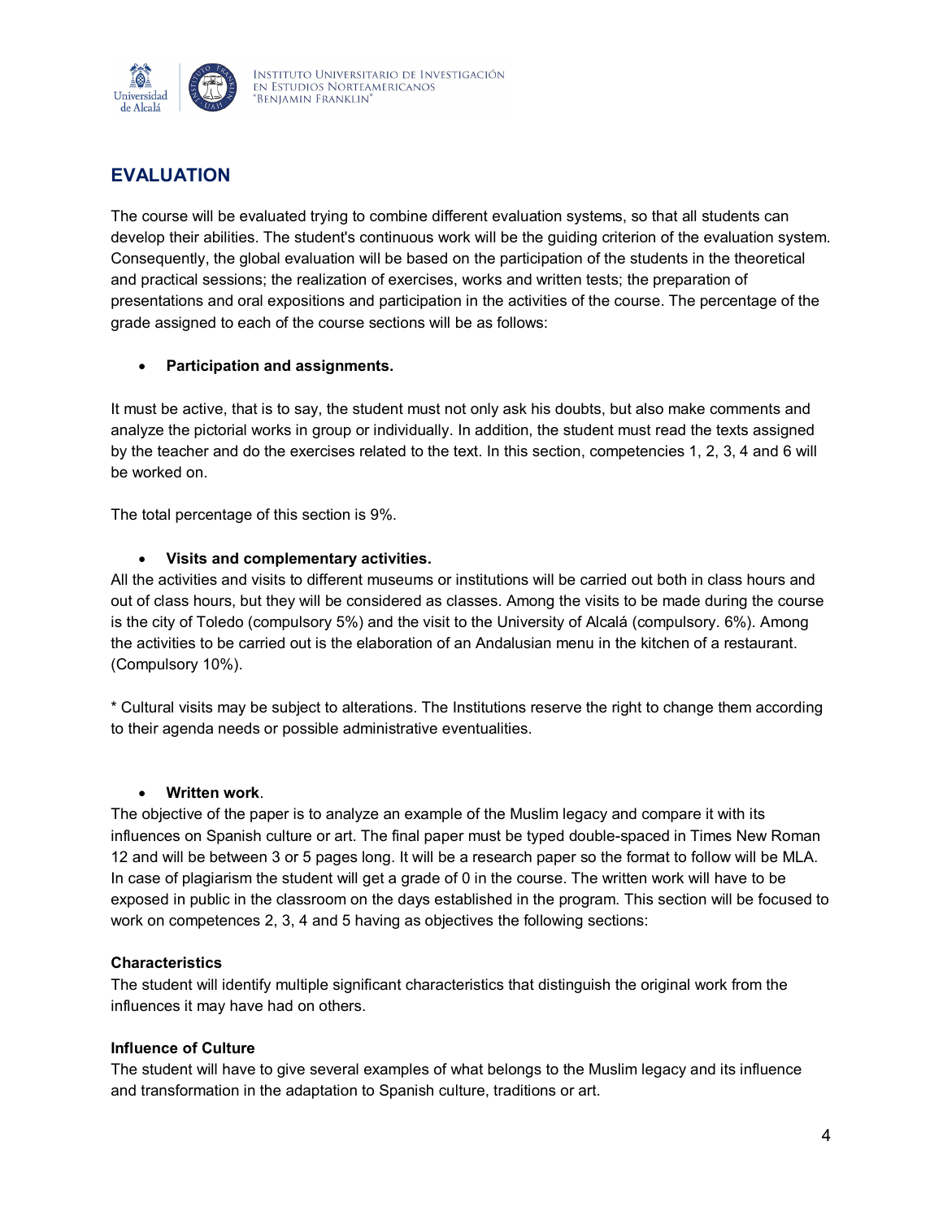## EVALUATION

The course will be evaluated trying to combine different evaluation systems, so that all students can develop their abilities. The student's continuous work will be the guiding criterion of the evaluation system. Consequently, the global evaluation will be based on the participation of the students in the theoretical and practical sessions; the realization of exercises, works and written tests; the preparation of presentations and oral expositions and participation in the activities of the course. The percentage of the grade assigned to each of the course sections will be as follows:

- **Participation and assignments.**

It must be active, that is to say, the student must not only ask his doubts, but also make comments and analyze the pictorial works in group or individually. In addition, the student must read the texts assigned by the teacher and do the exercises related to the text. In this section, competencies 1, 2, 3, 4 and 6 will be worked on.

The total percentage of this section is 9%.

- **Visits and complementary activities.**

All the activities and visits to different museums or institutions will be carried out both in class hours and out of class hours, but they will be considered as classes. Among the visits to be made during the course is the city of Toledo (compulsory 5%) and the visit to the University of Alcalá (compulsory. 6%). Among the activities to be carried out is the elaboration of an Andalusian menu in the kitchen of a restaurant. (Compulsory 10%).

* Cultural visits may be subject to alterations. The Institutions reserve the right to change them according to their agenda needs or possible administrative eventualities.

- **Written work**.

The objective of the paper is to analyze an example of the Muslim legacy and compare it with its influences on Spanish culture or art. The final paper must be typed double-spaced in Times New Roman 12 and will be between 3 or 5 pages long. It will be a research paper so the format to follow will be MLA. In case of plagiarism the student will get a grade of 0 in the course. The written work will have to be exposed in public in the classroom on the days established in the program. This section will be focused to work on competences 2, 3, 4 and 5 having as objectives the following sections:

**Characteristics**

The student will identify multiple significant characteristics that distinguish the original work from the influences it may have had on others.

**Influence of Culture**

The student will have to give several examples of what belongs to the Muslim legacy and its influence and transformation in the adaptation to Spanish culture, traditions or art.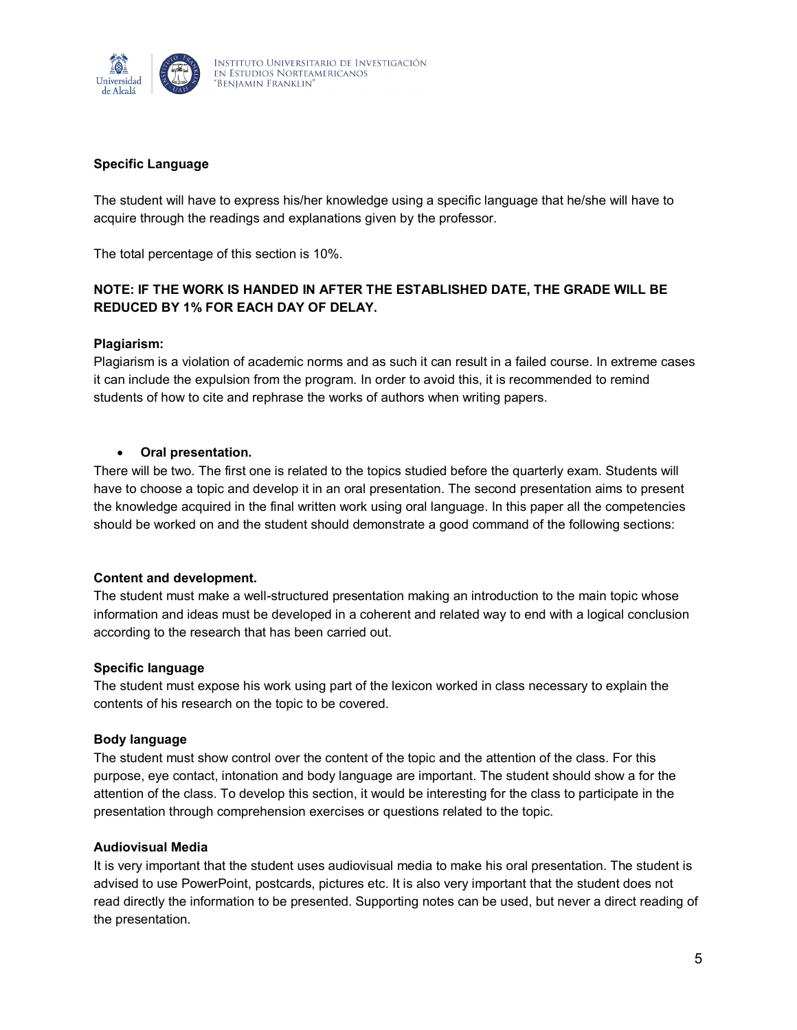**Specific Language**

The student will have to express his/her knowledge using a specific language that he/she will have to acquire through the readings and explanations given by the professor.

The total percentage of this section is 10%.

**NOTE: IF THE WORK IS HANDED IN AFTER THE ESTABLISHED DATE, THE GRADE WILL BE REDUCED BY 1% FOR EACH DAY OF DELAY.**

**Plagiarism:**
Plagiarism is a violation of academic norms and as such it can result in a failed course. In extreme cases it can include the expulsion from the program. In order to avoid this, it is recommended to remind students of how to cite and rephrase the works of authors when writing papers.

- **Oral presentation.**

There will be two. The first one is related to the topics studied before the quarterly exam. Students will have to choose a topic and develop it in an oral presentation. The second presentation aims to present the knowledge acquired in the final written work using oral language. In this paper all the competencies should be worked on and the student should demonstrate a good command of the following sections:

**Content and development.**
The student must make a well-structured presentation making an introduction to the main topic whose information and ideas must be developed in a coherent and related way to end with a logical conclusion according to the research that has been carried out.

**Specific language**
The student must expose his work using part of the lexicon worked in class necessary to explain the contents of his research on the topic to be covered.

**Body language**
The student must show control over the content of the topic and the attention of the class. For this purpose, eye contact, intonation and body language are important. The student should show a for the attention of the class. To develop this section, it would be interesting for the class to participate in the presentation through comprehension exercises or questions related to the topic.

**Audiovisual Media**
It is very important that the student uses audiovisual media to make his oral presentation. The student is advised to use PowerPoint, postcards, pictures etc. It is also very important that the student does not read directly the information to be presented. Supporting notes can be used, but never a direct reading of the presentation.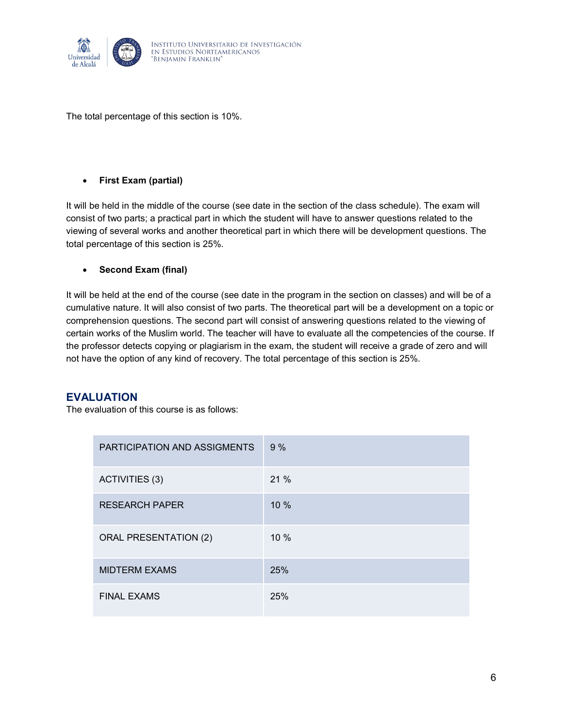The total percentage of this section is 10%.

- **First Exam (partial)**

It will be held in the middle of the course (see date in the section of the class schedule). The exam will consist of two parts; a practical part in which the student will have to answer questions related to the viewing of several works and another theoretical part in which there will be development questions. The total percentage of this section is 25%.

- **Second Exam (final)**

It will be held at the end of the course (see date in the program in the section on classes) and will be of a cumulative nature. It will also consist of two parts. The theoretical part will be a development on a topic or comprehension questions. The second part will consist of answering questions related to the viewing of certain works of the Muslim world. The teacher will have to evaluate all the competencies of the course. If the professor detects copying or plagiarism in the exam, the student will receive a grade of zero and will not have the option of any kind of recovery. The total percentage of this section is 25%.

## EVALUATION

The evaluation of this course is as follows:

| | |
|---|---|
| PARTICIPATION AND ASSIGMENTS | 9 % |
| ACTIVITIES (3) | 21 % |
| RESEARCH PAPER | 10 % |
| ORAL PRESENTATION (2) | 10 % |
| MIDTERM EXAMS | 25% |
| FINAL EXAMS | 25% |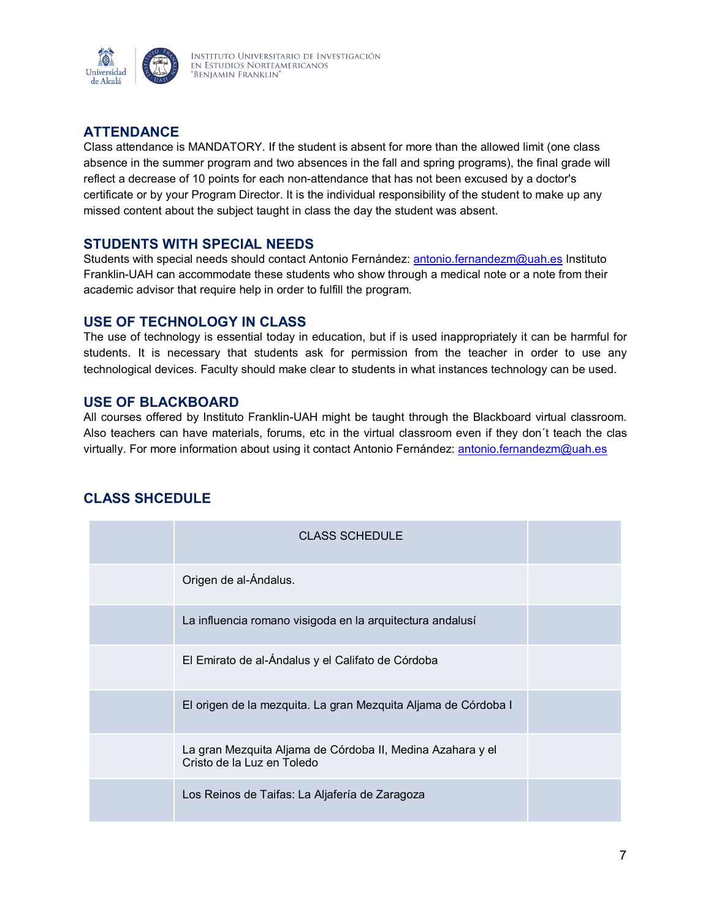## ATTENDANCE

Class attendance is MANDATORY. If the student is absent for more than the allowed limit (one class absence in the summer program and two absences in the fall and spring programs), the final grade will reflect a decrease of 10 points for each non-attendance that has not been excused by a doctor's certificate or by your Program Director. It is the individual responsibility of the student to make up any missed content about the subject taught in class the day the student was absent.

## STUDENTS WITH SPECIAL NEEDS

Students with special needs should contact Antonio Fernández: antonio.fernandezm@uah.es Instituto Franklin-UAH can accommodate these students who show through a medical note or a note from their academic advisor that require help in order to fulfill the program.

## USE OF TECHNOLOGY IN CLASS

The use of technology is essential today in education, but if is used inappropriately it can be harmful for students. It is necessary that students ask for permission from the teacher in order to use any technological devices. Faculty should make clear to students in what instances technology can be used.

## USE OF BLACKBOARD

All courses offered by Instituto Franklin-UAH might be taught through the Blackboard virtual classroom. Also teachers can have materials, forums, etc in the virtual classroom even if they don´t teach the clas virtually. For more information about using it contact Antonio Fernández: antonio.fernandezm@uah.es

## CLASS SHCEDULE

| | CLASS SCHEDULE | |
|---|---|---|
| | Origen de al-Ándalus. | |
| | La influencia romano visigoda en la arquitectura andalusí | |
| | El Emirato de al-Ándalus y el Califato de Córdoba | |
| | El origen de la mezquita. La gran Mezquita Aljama de Córdoba I | |
| | La gran Mezquita Aljama de Córdoba II, Medina Azahara y el Cristo de la Luz en Toledo | |
| | Los Reinos de Taifas: La Aljafería de Zaragoza | |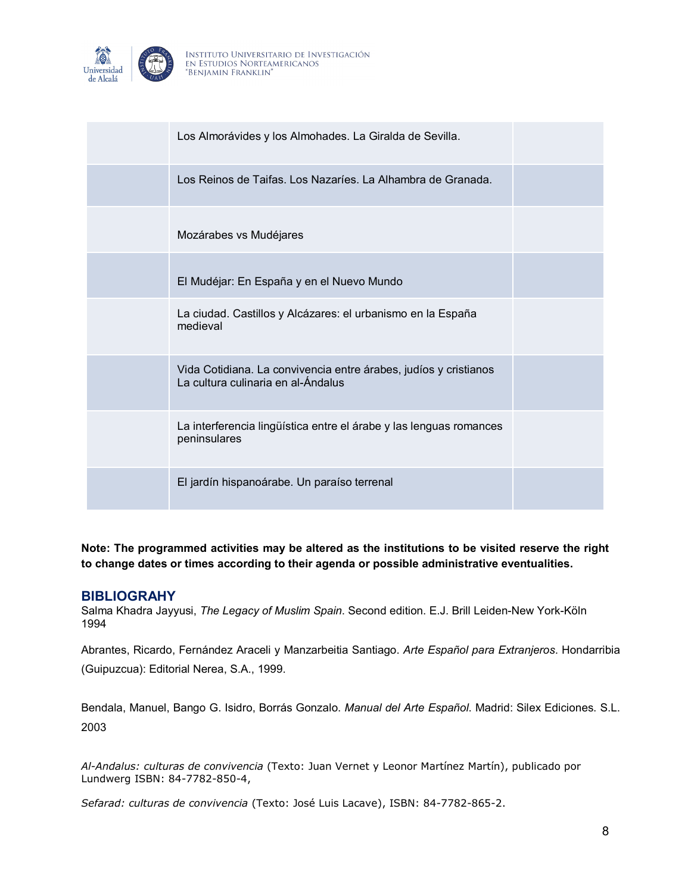| | | |
|---|---|---|
| | Los Almorávides y los Almohades. La Giralda de Sevilla. | |
| | Los Reinos de Taifas. Los Nazaríes. La Alhambra de Granada. | |
| | Mozárabes vs Mudéjares | |
| | El Mudéjar: En España y en el Nuevo Mundo | |
| | La ciudad. Castillos y Alcázares: el urbanismo en la España medieval | |
| | Vida Cotidiana. La convivencia entre árabes, judíos y cristianos La cultura culinaria en al-Ándalus | |
| | La interferencia lingüística entre el árabe y las lenguas romances peninsulares | |
| | El jardín hispanoárabe. Un paraíso terrenal | |

**Note: The programmed activities may be altered as the institutions to be visited reserve the right to change dates or times according to their agenda or possible administrative eventualities.**

## BIBLIOGRAHY

Salma Khadra Jayyusi, *The Legacy of Muslim Spain*. Second edition. E.J. Brill Leiden-New York-Köln 1994

Abrantes, Ricardo, Fernández Araceli y Manzarbeitia Santiago. *Arte Español para Extranjeros*. Hondarribia (Guipuzcua): Editorial Nerea, S.A., 1999.

Bendala, Manuel, Bango G. Isidro, Borrás Gonzalo. *Manual del Arte Español*. Madrid: Silex Ediciones. S.L. 2003

*Al-Andalus: culturas de convivencia* (Texto: Juan Vernet y Leonor Martínez Martín), publicado por Lundwerg ISBN: 84-7782-850-4,

*Sefarad: culturas de convivencia* (Texto: José Luis Lacave), ISBN: 84-7782-865-2.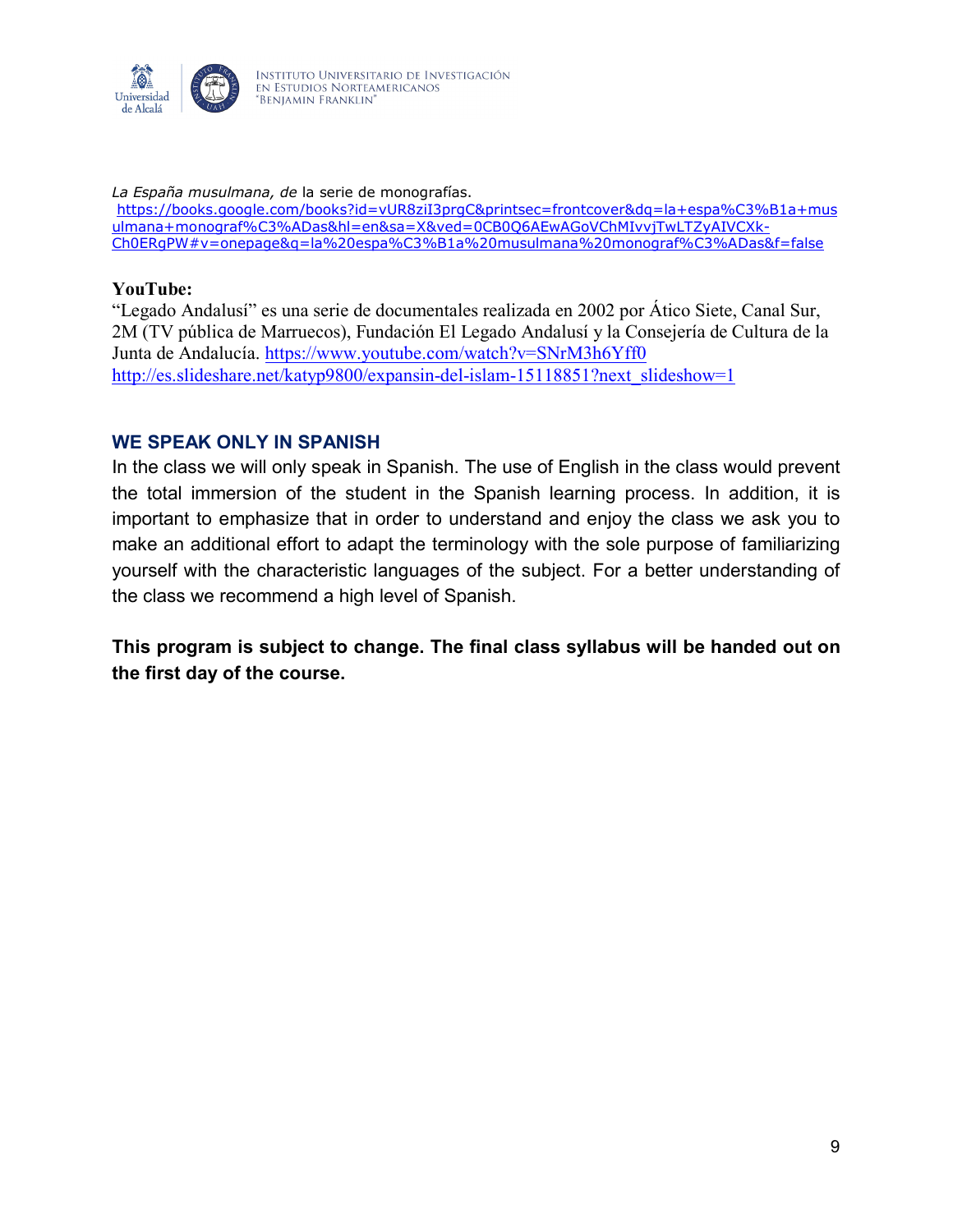*La España musulmana, de* la serie de monografías.
https://books.google.com/books?id=vUR8ziI3prgC&printsec=frontcover&dq=la+espa%C3%B1a+musulmana+monograf%C3%ADas&hl=en&sa=X&ved=0CB0Q6AEwAGoVChMIvvjTwLTZyAIVCXk-Ch0ERgPW#v=onepage&q=la%20espa%C3%B1a%20musulmana%20monograf%C3%ADas&f=false

**YouTube:**

"Legado Andalusí" es una serie de documentales realizada en 2002 por Ático Siete, Canal Sur, 2M (TV pública de Marruecos), Fundación El Legado Andalusí y la Consejería de Cultura de la Junta de Andalucía. https://www.youtube.com/watch?v=SNrM3h6Yff0
http://es.slideshare.net/katyp9800/expansin-del-islam-15118851?next_slideshow=1

### WE SPEAK ONLY IN SPANISH

In the class we will only speak in Spanish. The use of English in the class would prevent the total immersion of the student in the Spanish learning process. In addition, it is important to emphasize that in order to understand and enjoy the class we ask you to make an additional effort to adapt the terminology with the sole purpose of familiarizing yourself with the characteristic languages of the subject. For a better understanding of the class we recommend a high level of Spanish.

**This program is subject to change. The final class syllabus will be handed out on the first day of the course.**